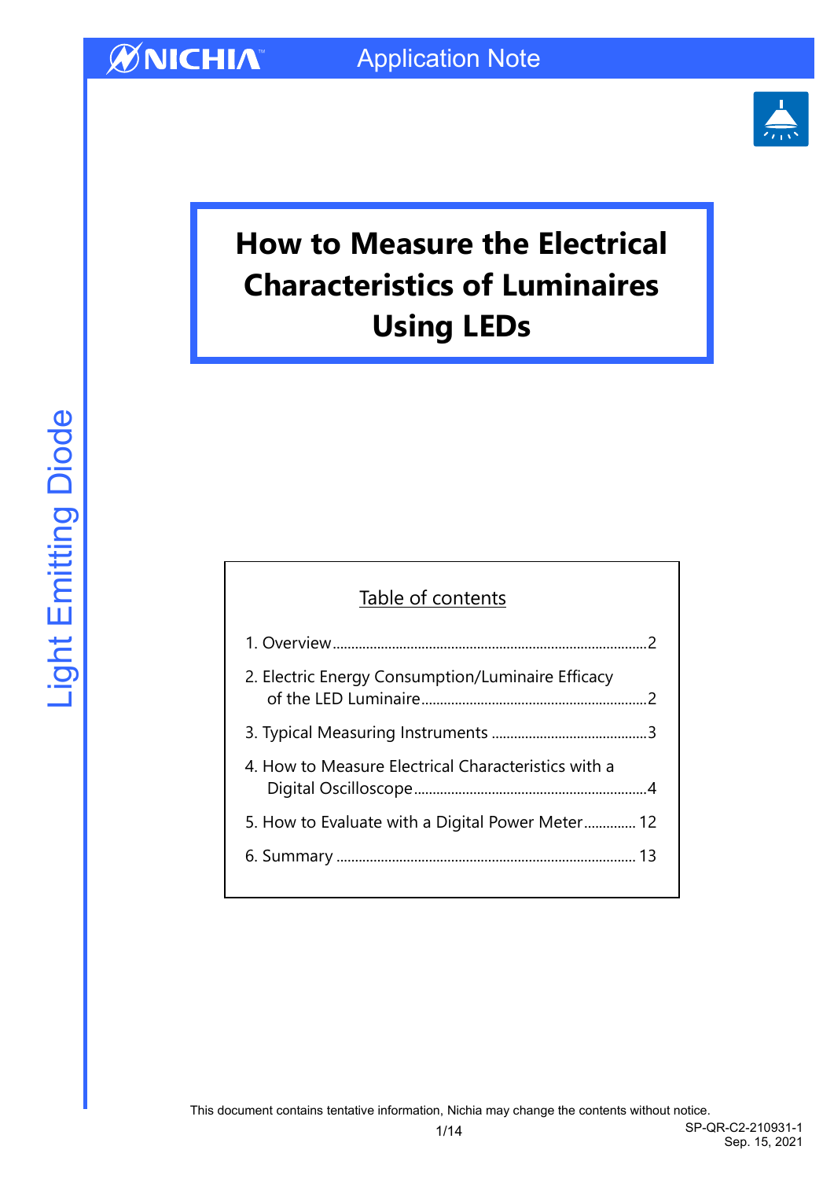# How to Measure the Electrical Characteristics of Luminaires Using LEDs

Table of contents

1. Overview.....2
2. Electric Energy Consumption/Luminaire Efficacy of the LED Luminaire.....2
3. Typical Measuring Instruments.....3
4. How to Measure Electrical Characteristics with a Digital Oscilloscope.....4
5. How to Evaluate with a Digital Power Meter.....12
6. Summary.....13

This document contains tentative information, Nichia may change the contents without notice.

SP-QR-C2-210931-1
Sep. 15, 2021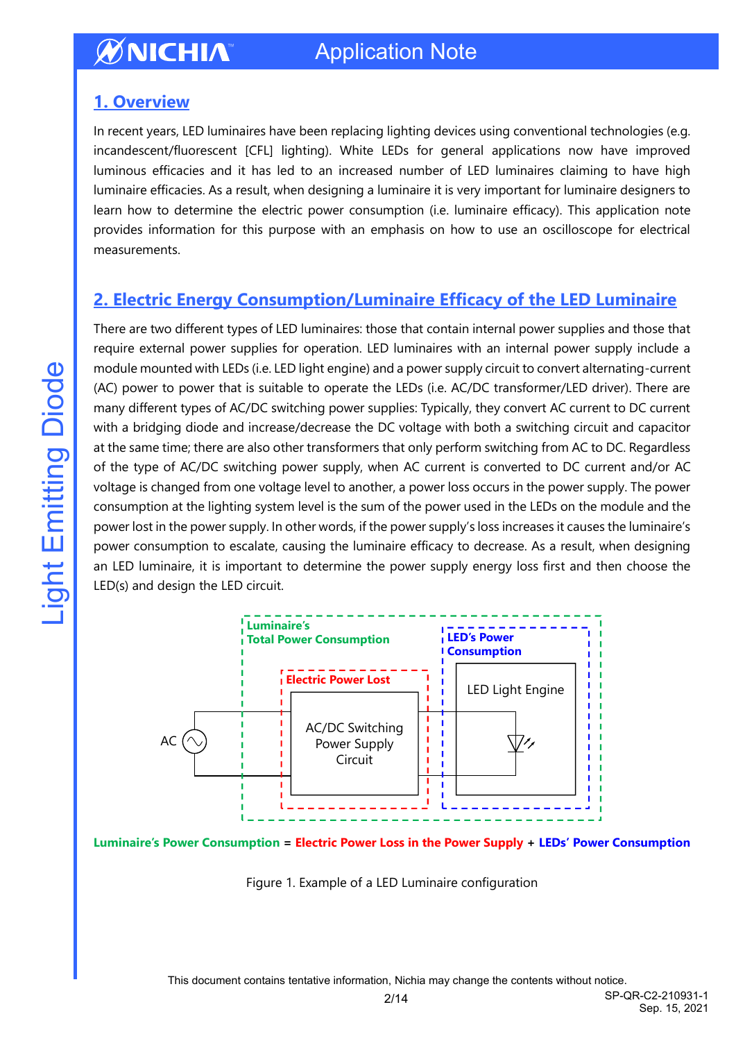## 1. Overview

In recent years, LED luminaires have been replacing lighting devices using conventional technologies (e.g. incandescent/fluorescent [CFL] lighting). White LEDs for general applications now have improved luminous efficacies and it has led to an increased number of LED luminaires claiming to have high luminaire efficacies. As a result, when designing a luminaire it is very important for luminaire designers to learn how to determine the electric power consumption (i.e. luminaire efficacy). This application note provides information for this purpose with an emphasis on how to use an oscilloscope for electrical measurements.

## 2. Electric Energy Consumption/Luminaire Efficacy of the LED Luminaire

There are two different types of LED luminaires: those that contain internal power supplies and those that require external power supplies for operation. LED luminaires with an internal power supply include a module mounted with LEDs (i.e. LED light engine) and a power supply circuit to convert alternating-current (AC) power to power that is suitable to operate the LEDs (i.e. AC/DC transformer/LED driver). There are many different types of AC/DC switching power supplies: Typically, they convert AC current to DC current with a bridging diode and increase/decrease the DC voltage with both a switching circuit and capacitor at the same time; there are also other transformers that only perform switching from AC to DC. Regardless of the type of AC/DC switching power supply, when AC current is converted to DC current and/or AC voltage is changed from one voltage level to another, a power loss occurs in the power supply. The power consumption at the lighting system level is the sum of the power used in the LEDs on the module and the power lost in the power supply. In other words, if the power supply's loss increases it causes the luminaire's power consumption to escalate, causing the luminaire efficacy to decrease. As a result, when designing an LED luminaire, it is important to determine the power supply energy loss first and then choose the LED(s) and design the LED circuit.

Luminaire's Total Power Consumption

Electric Power Lost

LED's Power Consumption

AC

AC/DC Switching Power Supply Circuit

LED Light Engine

**Luminaire's Power Consumption** = **Electric Power Loss in the Power Supply** + **LEDs' Power Consumption**

Figure 1. Example of a LED Luminaire configuration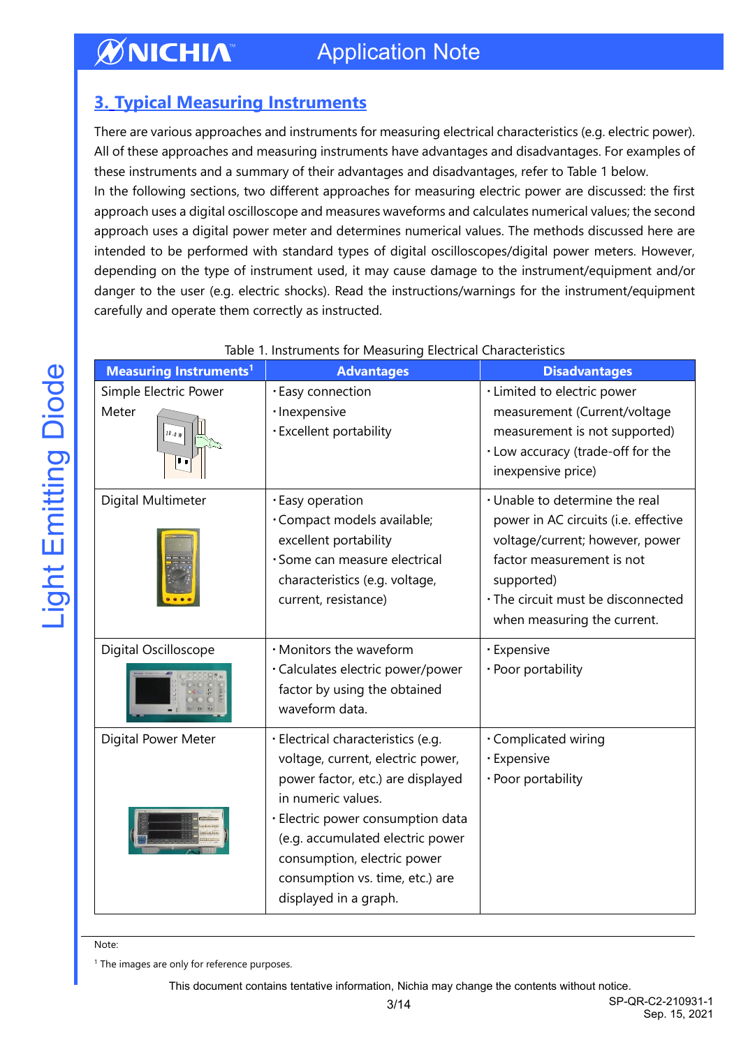## 3. Typical Measuring Instruments

There are various approaches and instruments for measuring electrical characteristics (e.g. electric power). All of these approaches and measuring instruments have advantages and disadvantages. For examples of these instruments and a summary of their advantages and disadvantages, refer to Table 1 below.
In the following sections, two different approaches for measuring electric power are discussed: the first approach uses a digital oscilloscope and measures waveforms and calculates numerical values; the second approach uses a digital power meter and determines numerical values. The methods discussed here are intended to be performed with standard types of digital oscilloscopes/digital power meters. However, depending on the type of instrument used, it may cause damage to the instrument/equipment and/or danger to the user (e.g. electric shocks). Read the instructions/warnings for the instrument/equipment carefully and operate them correctly as instructed.

Table 1. Instruments for Measuring Electrical Characteristics

| Measuring Instruments[1] | Advantages | Disadvantages |
|---|---|---|
| Simple Electric Power Meter | ･Easy connection<br>･Inexpensive<br>･Excellent portability | ･Limited to electric power measurement (Current/voltage measurement is not supported)<br>･Low accuracy (trade-off for the inexpensive price) |
| Digital Multimeter | ･Easy operation<br>･Compact models available; excellent portability<br>･Some can measure electrical characteristics (e.g. voltage, current, resistance) | ･Unable to determine the real power in AC circuits (i.e. effective voltage/current; however, power factor measurement is not supported)<br>･The circuit must be disconnected when measuring the current. |
| Digital Oscilloscope | ･Monitors the waveform<br>･Calculates electric power/power factor by using the obtained waveform data. | ･Expensive<br>･Poor portability |
| Digital Power Meter | ･Electrical characteristics (e.g. voltage, current, electric power, power factor, etc.) are displayed in numeric values.<br>･Electric power consumption data (e.g. accumulated electric power consumption, electric power consumption vs. time, etc.) are displayed in a graph. | ･Complicated wiring<br>･Expensive<br>･Poor portability |

Note:
[1] The images are only for reference purposes.

This document contains tentative information, Nichia may change the contents without notice.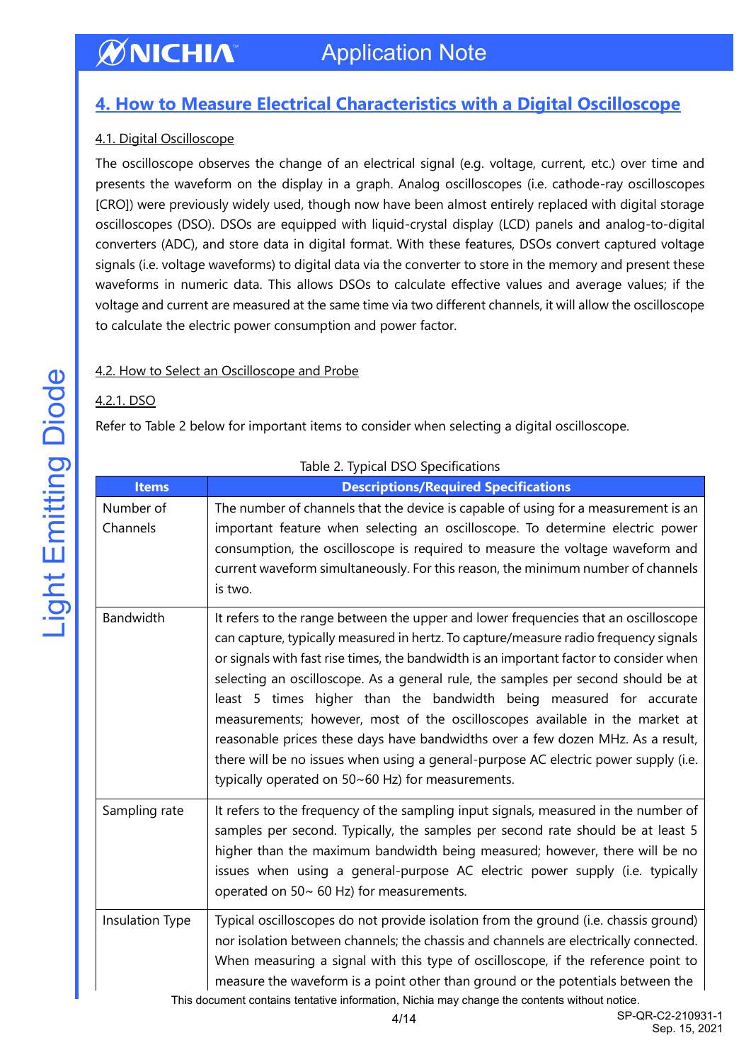## 4. How to Measure Electrical Characteristics with a Digital Oscilloscope

### 4.1. Digital Oscilloscope

The oscilloscope observes the change of an electrical signal (e.g. voltage, current, etc.) over time and presents the waveform on the display in a graph. Analog oscilloscopes (i.e. cathode-ray oscilloscopes [CRO]) were previously widely used, though now have been almost entirely replaced with digital storage oscilloscopes (DSO). DSOs are equipped with liquid-crystal display (LCD) panels and analog-to-digital converters (ADC), and store data in digital format. With these features, DSOs convert captured voltage signals (i.e. voltage waveforms) to digital data via the converter to store in the memory and present these waveforms in numeric data. This allows DSOs to calculate effective values and average values; if the voltage and current are measured at the same time via two different channels, it will allow the oscilloscope to calculate the electric power consumption and power factor.

### 4.2. How to Select an Oscilloscope and Probe

#### 4.2.1. DSO

Refer to Table 2 below for important items to consider when selecting a digital oscilloscope.

Table 2. Typical DSO Specifications

| Items | Descriptions/Required Specifications |
|---|---|
| Number of Channels | The number of channels that the device is capable of using for a measurement is an important feature when selecting an oscilloscope. To determine electric power consumption, the oscilloscope is required to measure the voltage waveform and current waveform simultaneously. For this reason, the minimum number of channels is two. |
| Bandwidth | It refers to the range between the upper and lower frequencies that an oscilloscope can capture, typically measured in hertz. To capture/measure radio frequency signals or signals with fast rise times, the bandwidth is an important factor to consider when selecting an oscilloscope. As a general rule, the samples per second should be at least 5 times higher than the bandwidth being measured for accurate measurements; however, most of the oscilloscopes available in the market at reasonable prices these days have bandwidths over a few dozen MHz. As a result, there will be no issues when using a general-purpose AC electric power supply (i.e. typically operated on 50~60 Hz) for measurements. |
| Sampling rate | It refers to the frequency of the sampling input signals, measured in the number of samples per second. Typically, the samples per second rate should be at least 5 higher than the maximum bandwidth being measured; however, there will be no issues when using a general-purpose AC electric power supply (i.e. typically operated on 50~ 60 Hz) for measurements. |
| Insulation Type | Typical oscilloscopes do not provide isolation from the ground (i.e. chassis ground) nor isolation between channels; the chassis and channels are electrically connected. When measuring a signal with this type of oscilloscope, if the reference point to measure the waveform is a point other than ground or the potentials between the |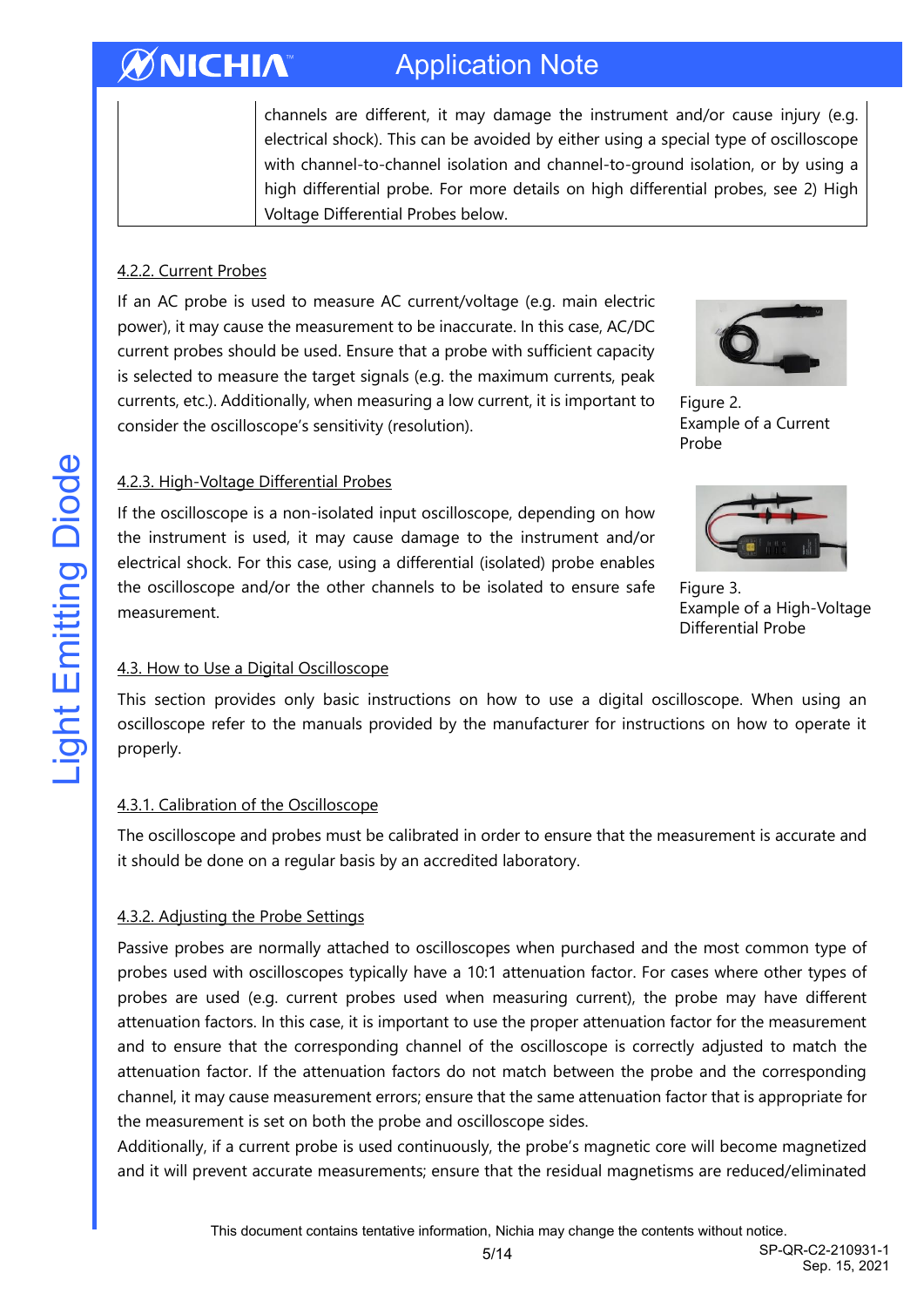| | channels are different, it may damage the instrument and/or cause injury (e.g. electrical shock). This can be avoided by either using a special type of oscilloscope with channel-to-channel isolation and channel-to-ground isolation, or by using a high differential probe. For more details on high differential probes, see 2) High Voltage Differential Probes below. |
|---|---|

#### 4.2.2. Current Probes

If an AC probe is used to measure AC current/voltage (e.g. main electric power), it may cause the measurement to be inaccurate. In this case, AC/DC current probes should be used. Ensure that a probe with sufficient capacity is selected to measure the target signals (e.g. the maximum currents, peak currents, etc.). Additionally, when measuring a low current, it is important to consider the oscilloscope's sensitivity (resolution).

Figure 2.
Example of a Current Probe

#### 4.2.3. High-Voltage Differential Probes

If the oscilloscope is a non-isolated input oscilloscope, depending on how the instrument is used, it may cause damage to the instrument and/or electrical shock. For this case, using a differential (isolated) probe enables the oscilloscope and/or the other channels to be isolated to ensure safe measurement.

Figure 3.
Example of a High-Voltage Differential Probe

### 4.3. How to Use a Digital Oscilloscope

This section provides only basic instructions on how to use a digital oscilloscope. When using an oscilloscope refer to the manuals provided by the manufacturer for instructions on how to operate it properly.

#### 4.3.1. Calibration of the Oscilloscope

The oscilloscope and probes must be calibrated in order to ensure that the measurement is accurate and it should be done on a regular basis by an accredited laboratory.

#### 4.3.2. Adjusting the Probe Settings

Passive probes are normally attached to oscilloscopes when purchased and the most common type of probes used with oscilloscopes typically have a 10:1 attenuation factor. For cases where other types of probes are used (e.g. current probes used when measuring current), the probe may have different attenuation factors. In this case, it is important to use the proper attenuation factor for the measurement and to ensure that the corresponding channel of the oscilloscope is correctly adjusted to match the attenuation factor. If the attenuation factors do not match between the probe and the corresponding channel, it may cause measurement errors; ensure that the same attenuation factor that is appropriate for the measurement is set on both the probe and oscilloscope sides.

Additionally, if a current probe is used continuously, the probe's magnetic core will become magnetized and it will prevent accurate measurements; ensure that the residual magnetisms are reduced/eliminated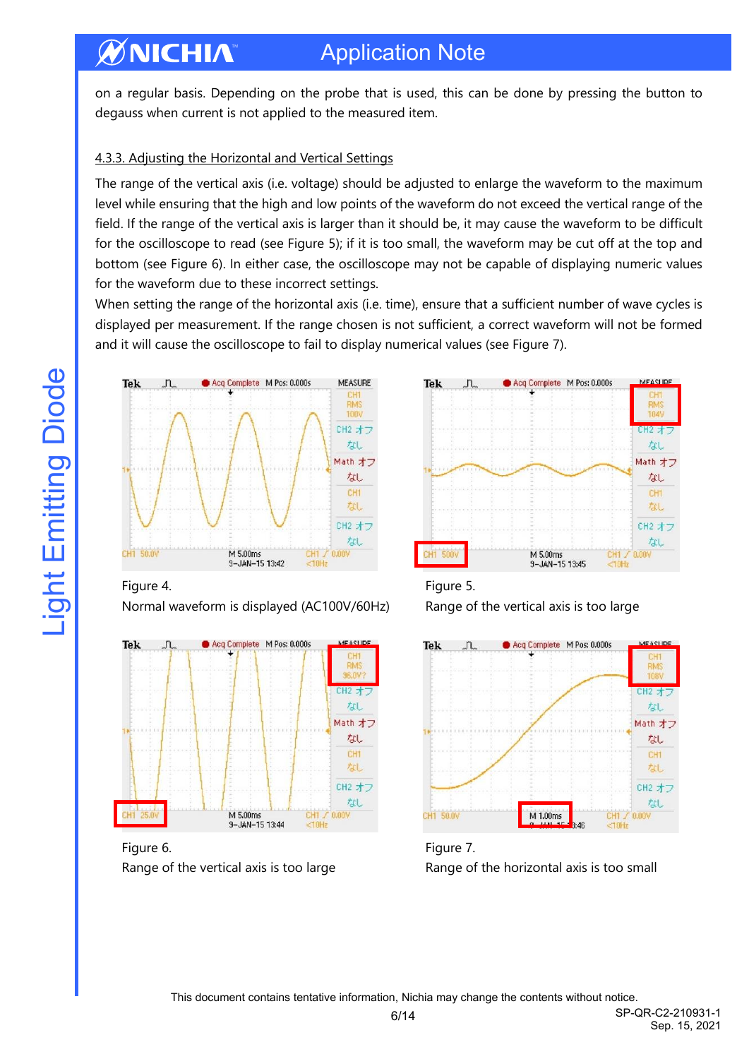on a regular basis. Depending on the probe that is used, this can be done by pressing the button to degauss when current is not applied to the measured item.

### 4.3.3. Adjusting the Horizontal and Vertical Settings

The range of the vertical axis (i.e. voltage) should be adjusted to enlarge the waveform to the maximum level while ensuring that the high and low points of the waveform do not exceed the vertical range of the field. If the range of the vertical axis is larger than it should be, it may cause the waveform to be difficult for the oscilloscope to read (see Figure 5); if it is too small, the waveform may be cut off at the top and bottom (see Figure 6). In either case, the oscilloscope may not be capable of displaying numeric values for the waveform due to these incorrect settings.

When setting the range of the horizontal axis (i.e. time), ensure that a sufficient number of wave cycles is displayed per measurement. If the range chosen is not sufficient, a correct waveform will not be formed and it will cause the oscilloscope to fail to display numerical values (see Figure 7).

Figure 4.
Normal waveform is displayed (AC100V/60Hz)

Figure 5.
Range of the vertical axis is too large

Figure 6.
Range of the vertical axis is too large

Figure 7.
Range of the horizontal axis is too small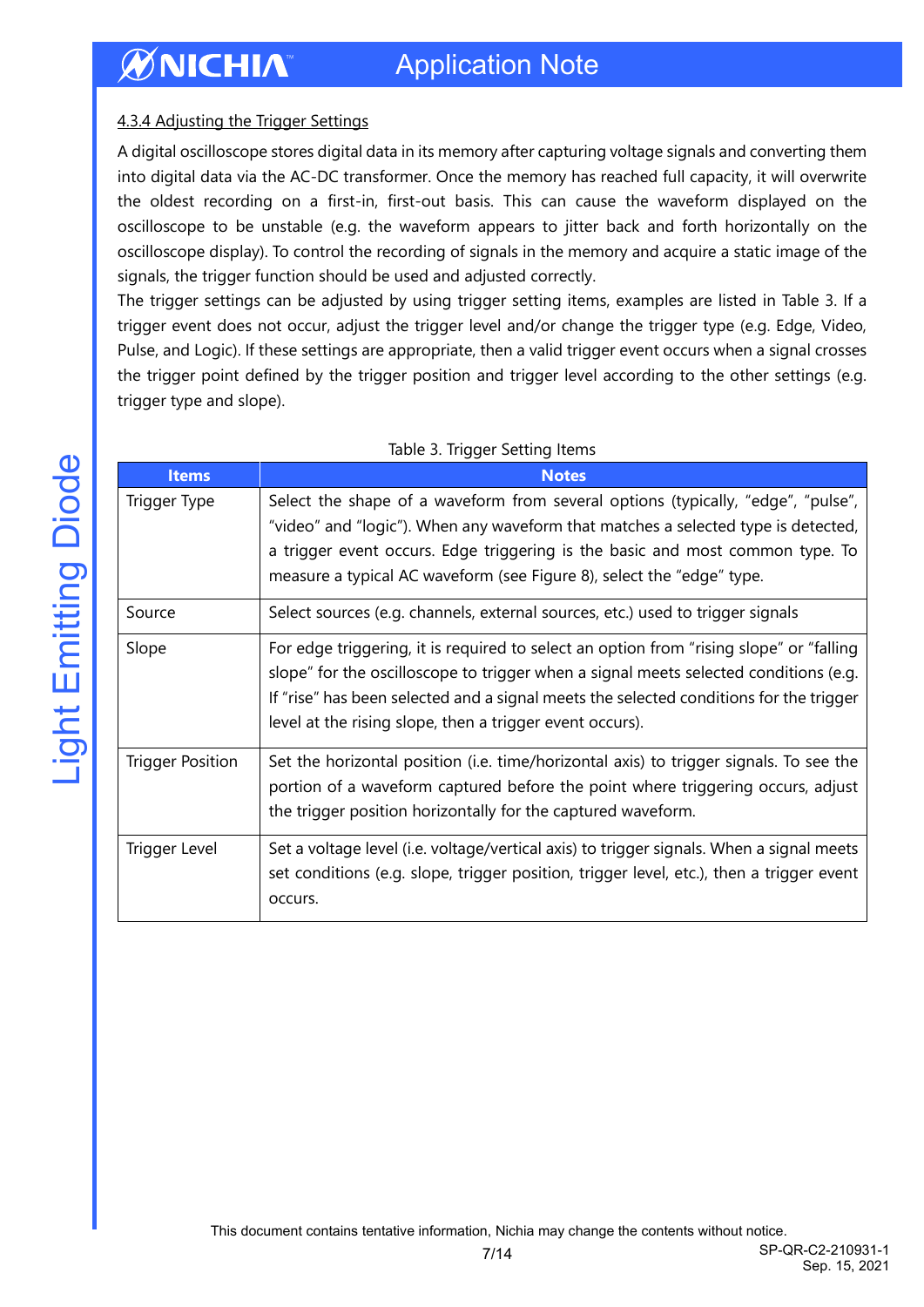#### 4.3.4 Adjusting the Trigger Settings

A digital oscilloscope stores digital data in its memory after capturing voltage signals and converting them into digital data via the AC-DC transformer. Once the memory has reached full capacity, it will overwrite the oldest recording on a first-in, first-out basis. This can cause the waveform displayed on the oscilloscope to be unstable (e.g. the waveform appears to jitter back and forth horizontally on the oscilloscope display). To control the recording of signals in the memory and acquire a static image of the signals, the trigger function should be used and adjusted correctly.

The trigger settings can be adjusted by using trigger setting items, examples are listed in Table 3. If a trigger event does not occur, adjust the trigger level and/or change the trigger type (e.g. Edge, Video, Pulse, and Logic). If these settings are appropriate, then a valid trigger event occurs when a signal crosses the trigger point defined by the trigger position and trigger level according to the other settings (e.g. trigger type and slope).

Table 3. Trigger Setting Items

| Items | Notes |
|---|---|
| Trigger Type | Select the shape of a waveform from several options (typically, "edge", "pulse", "video" and "logic"). When any waveform that matches a selected type is detected, a trigger event occurs. Edge triggering is the basic and most common type. To measure a typical AC waveform (see Figure 8), select the "edge" type. |
| Source | Select sources (e.g. channels, external sources, etc.) used to trigger signals |
| Slope | For edge triggering, it is required to select an option from "rising slope" or "falling slope" for the oscilloscope to trigger when a signal meets selected conditions (e.g. If "rise" has been selected and a signal meets the selected conditions for the trigger level at the rising slope, then a trigger event occurs). |
| Trigger Position | Set the horizontal position (i.e. time/horizontal axis) to trigger signals. To see the portion of a waveform captured before the point where triggering occurs, adjust the trigger position horizontally for the captured waveform. |
| Trigger Level | Set a voltage level (i.e. voltage/vertical axis) to trigger signals. When a signal meets set conditions (e.g. slope, trigger position, trigger level, etc.), then a trigger event occurs. |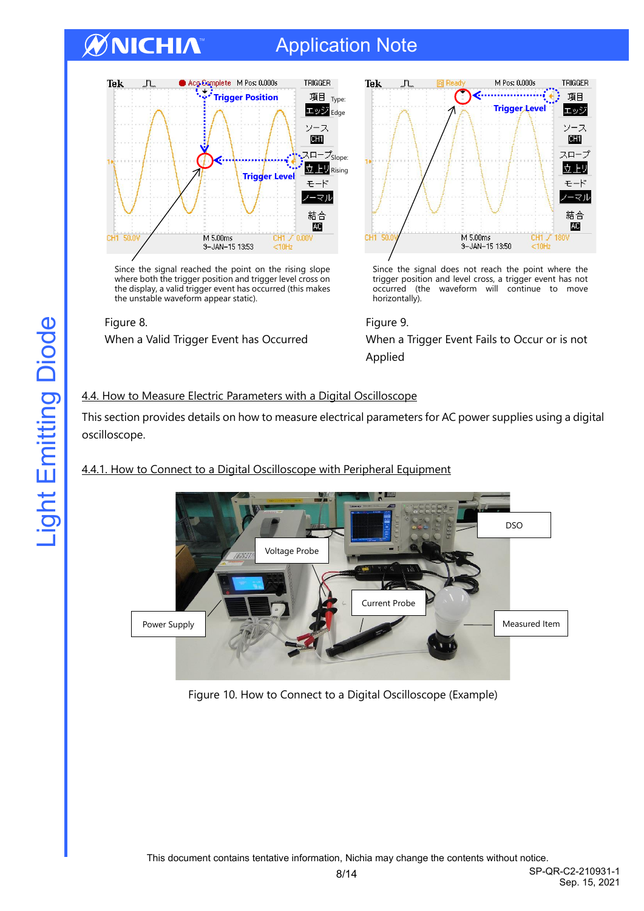Since the signal reached the point on the rising slope where both the trigger position and trigger level cross on the display, a valid trigger event has occurred (this makes the unstable waveform appear static).

Figure 8.
When a Valid Trigger Event has Occurred

Since the signal does not reach the point where the trigger position and level cross, a trigger event has not occurred (the waveform will continue to move horizontally).

Figure 9.
When a Trigger Event Fails to Occur or is not Applied

## 4.4. How to Measure Electric Parameters with a Digital Oscilloscope

This section provides details on how to measure electrical parameters for AC power supplies using a digital oscilloscope.

### 4.4.1. How to Connect to a Digital Oscilloscope with Peripheral Equipment

Figure 10. How to Connect to a Digital Oscilloscope (Example)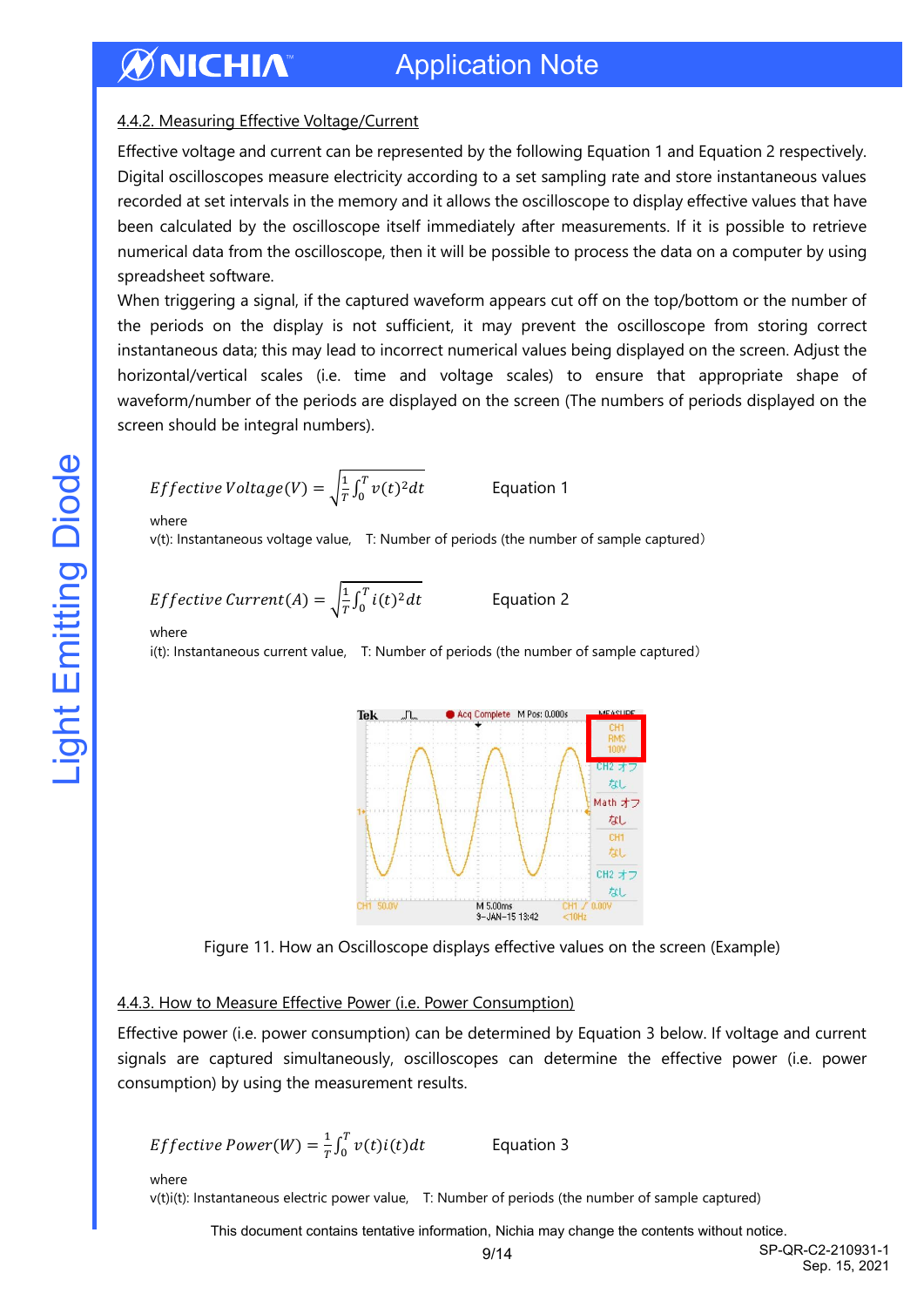### 4.4.2. Measuring Effective Voltage/Current

Effective voltage and current can be represented by the following Equation 1 and Equation 2 respectively. Digital oscilloscopes measure electricity according to a set sampling rate and store instantaneous values recorded at set intervals in the memory and it allows the oscilloscope to display effective values that have been calculated by the oscilloscope itself immediately after measurements. If it is possible to retrieve numerical data from the oscilloscope, then it will be possible to process the data on a computer by using spreadsheet software.

When triggering a signal, if the captured waveform appears cut off on the top/bottom or the number of the periods on the display is not sufficient, it may prevent the oscilloscope from storing correct instantaneous data; this may lead to incorrect numerical values being displayed on the screen. Adjust the horizontal/vertical scales (i.e. time and voltage scales) to ensure that appropriate shape of waveform/number of the periods are displayed on the screen (The numbers of periods displayed on the screen should be integral numbers).

$$Effective\,Voltage(V) = \sqrt{\frac{1}{T}\int_0^T v(t)^2 dt} \qquad \text{Equation 1}$$

where
v(t): Instantaneous voltage value,  T: Number of periods (the number of sample captured)

$$Effective\,Current(A) = \sqrt{\frac{1}{T}\int_0^T i(t)^2 dt} \qquad \text{Equation 2}$$

where
i(t): Instantaneous current value,  T: Number of periods (the number of sample captured)

Figure 11. How an Oscilloscope displays effective values on the screen (Example)

### 4.4.3. How to Measure Effective Power (i.e. Power Consumption)

Effective power (i.e. power consumption) can be determined by Equation 3 below. If voltage and current signals are captured simultaneously, oscilloscopes can determine the effective power (i.e. power consumption) by using the measurement results.

$$Effective\,Power(W) = \frac{1}{T}\int_0^T v(t)i(t)dt \qquad \text{Equation 3}$$

where
v(t)i(t): Instantaneous electric power value,  T: Number of periods (the number of sample captured)

This document contains tentative information, Nichia may change the contents without notice.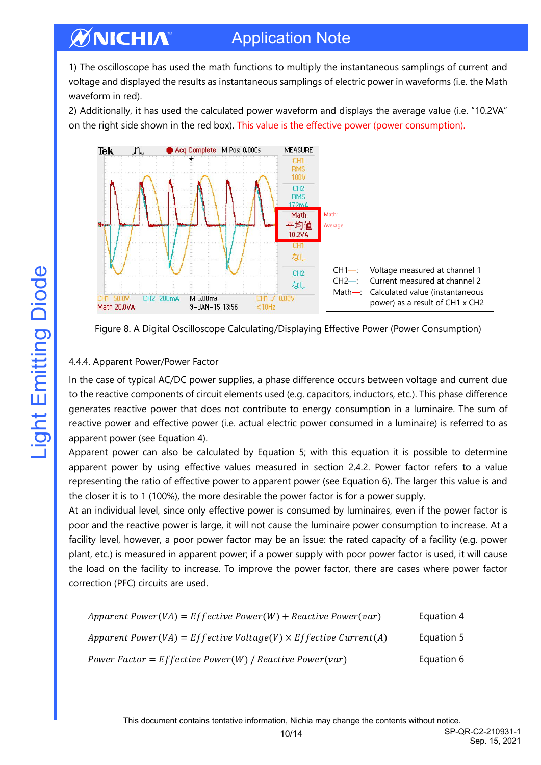1) The oscilloscope has used the math functions to multiply the instantaneous samplings of current and voltage and displayed the results as instantaneous samplings of electric power in waveforms (i.e. the Math waveform in red).

2) Additionally, it has used the calculated power waveform and displays the average value (i.e. "10.2VA" on the right side shown in the red box). This value is the effective power (power consumption).

| | |
|---|---|
| CH1—: | Voltage measured at channel 1 |
| CH2—: | Current measured at channel 2 |
| Math—: | Calculated value (instantaneous power) as a result of CH1 x CH2 |

Figure 8. A Digital Oscilloscope Calculating/Displaying Effective Power (Power Consumption)

### 4.4.4. Apparent Power/Power Factor

In the case of typical AC/DC power supplies, a phase difference occurs between voltage and current due to the reactive components of circuit elements used (e.g. capacitors, inductors, etc.). This phase difference generates reactive power that does not contribute to energy consumption in a luminaire. The sum of reactive power and effective power (i.e. actual electric power consumed in a luminaire) is referred to as apparent power (see Equation 4).

Apparent power can also be calculated by Equation 5; with this equation it is possible to determine apparent power by using effective values measured in section 2.4.2. Power factor refers to a value representing the ratio of effective power to apparent power (see Equation 6). The larger this value is and the closer it is to 1 (100%), the more desirable the power factor is for a power supply.

At an individual level, since only effective power is consumed by luminaires, even if the power factor is poor and the reactive power is large, it will not cause the luminaire power consumption to increase. At a facility level, however, a poor power factor may be an issue: the rated capacity of a facility (e.g. power plant, etc.) is measured in apparent power; if a power supply with poor power factor is used, it will cause the load on the facility to increase. To improve the power factor, there are cases where power factor correction (PFC) circuits are used.

$$Apparent\ Power(VA) = Effective\ Power(W) + Reactive\ Power(var) \quad \text{Equation 4}$$

$$Apparent\ Power(VA) = Effective\ Voltage(V) \times Effective\ Current(A) \quad \text{Equation 5}$$

$$Power\ Factor = Effective\ Power(W)\ /\ Reactive\ Power(var) \quad \text{Equation 6}$$

This document contains tentative information, Nichia may change the contents without notice.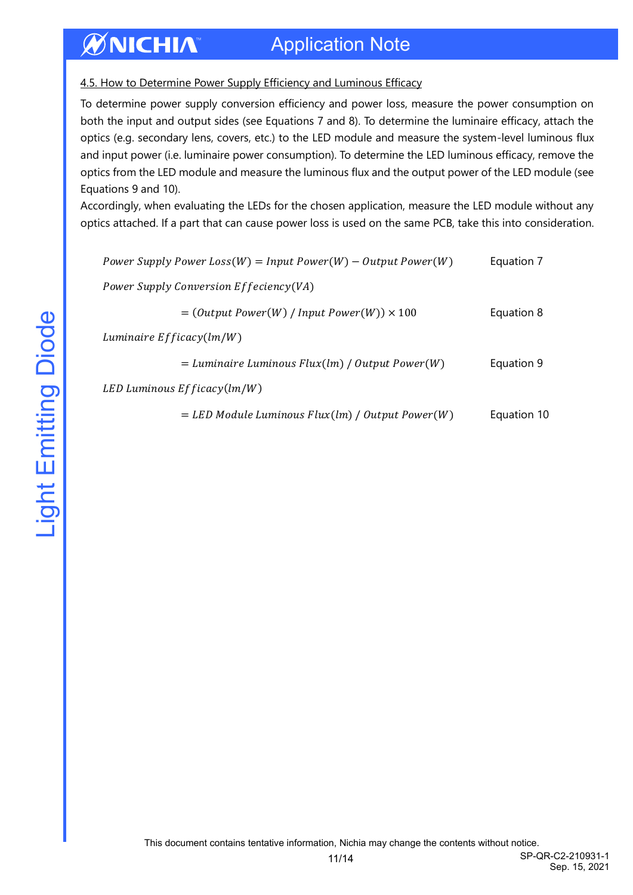### 4.5. How to Determine Power Supply Efficiency and Luminous Efficacy

To determine power supply conversion efficiency and power loss, measure the power consumption on both the input and output sides (see Equations 7 and 8). To determine the luminaire efficacy, attach the optics (e.g. secondary lens, covers, etc.) to the LED module and measure the system-level luminous flux and input power (i.e. luminaire power consumption). To determine the LED luminous efficacy, remove the optics from the LED module and measure the luminous flux and the output power of the LED module (see Equations 9 and 10).

Accordingly, when evaluating the LEDs for the chosen application, measure the LED module without any optics attached. If a part that can cause power loss is used on the same PCB, take this into consideration.

$$Power\ Supply\ Power\ Loss(W) = Input\ Power(W) - Output\ Power(W) \qquad \text{Equation 7}$$

$$Power\ Supply\ Conversion\ Effeciency(VA)$$
$$= (Output\ Power(W)\ /\ Input\ Power(W)) \times 100 \qquad \text{Equation 8}$$

$$Luminaire\ Efficacy(lm/W)$$
$$= Luminaire\ Luminous\ Flux(lm)\ /\ Output\ Power(W) \qquad \text{Equation 9}$$

$$LED\ Luminous\ Efficacy(lm/W)$$
$$= LED\ Module\ Luminous\ Flux(lm)\ /\ Output\ Power(W) \qquad \text{Equation 10}$$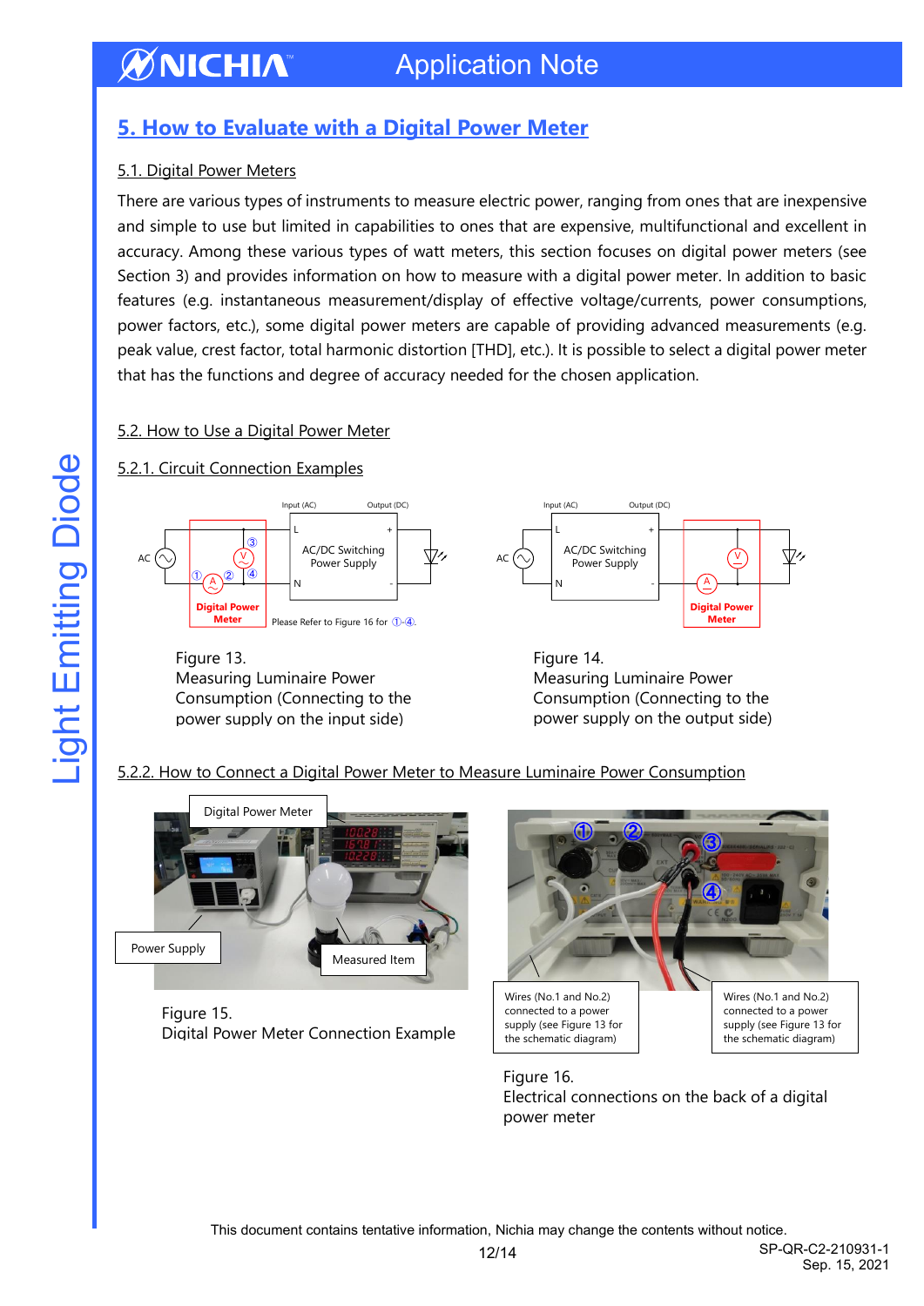## 5. How to Evaluate with a Digital Power Meter

### 5.1. Digital Power Meters

There are various types of instruments to measure electric power, ranging from ones that are inexpensive and simple to use but limited in capabilities to ones that are expensive, multifunctional and excellent in accuracy. Among these various types of watt meters, this section focuses on digital power meters (see Section 3) and provides information on how to measure with a digital power meter. In addition to basic features (e.g. instantaneous measurement/display of effective voltage/currents, power consumptions, power factors, etc.), some digital power meters are capable of providing advanced measurements (e.g. peak value, crest factor, total harmonic distortion [THD], etc.). It is possible to select a digital power meter that has the functions and degree of accuracy needed for the chosen application.

### 5.2. How to Use a Digital Power Meter

#### 5.2.1. Circuit Connection Examples

Input (AC) Output (DC) AC L + AC/DC Switching Power Supply N - Digital Power Meter ① ② ③ ④ V A

Please Refer to Figure 16 for ①-④.

Figure 13.
Measuring Luminaire Power Consumption (Connecting to the power supply on the input side)

Input (AC) Output (DC) AC L + AC/DC Switching Power Supply N - V A Digital Power Meter

Figure 14.
Measuring Luminaire Power Consumption (Connecting to the power supply on the output side)

#### 5.2.2. How to Connect a Digital Power Meter to Measure Luminaire Power Consumption

Digital Power Meter

Power Supply

Measured Item

Figure 15.
Digital Power Meter Connection Example

Wires (No.1 and No.2) connected to a power supply (see Figure 13 for the schematic diagram)

Wires (No.1 and No.2) connected to a power supply (see Figure 13 for the schematic diagram)

Figure 16.
Electrical connections on the back of a digital power meter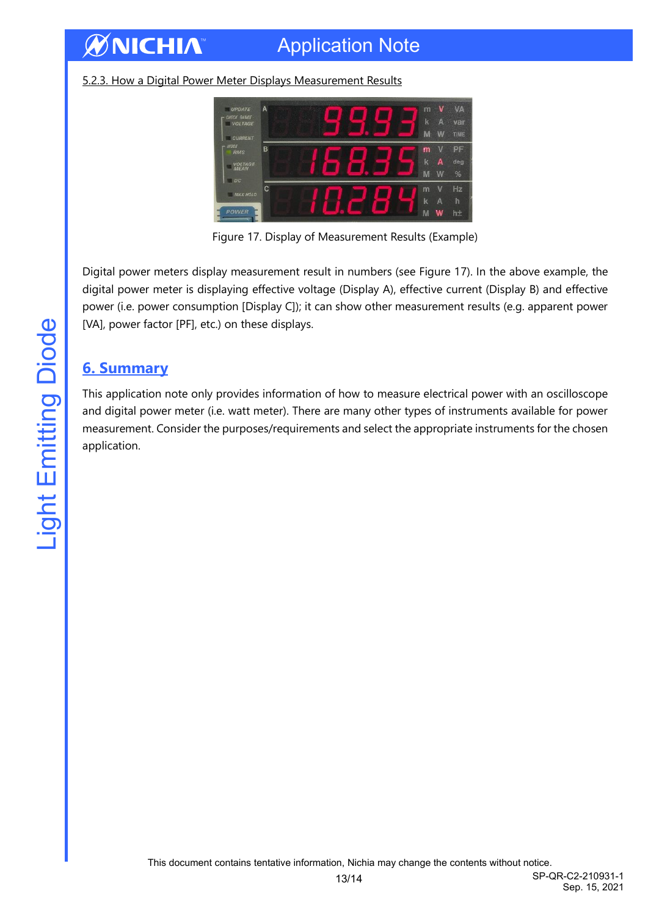5.2.3. How a Digital Power Meter Displays Measurement Results

Figure 17. Display of Measurement Results (Example)

Digital power meters display measurement result in numbers (see Figure 17). In the above example, the digital power meter is displaying effective voltage (Display A), effective current (Display B) and effective power (i.e. power consumption [Display C]); it can show other measurement results (e.g. apparent power [VA], power factor [PF], etc.) on these displays.

## 6. Summary

This application note only provides information of how to measure electrical power with an oscilloscope and digital power meter (i.e. watt meter). There are many other types of instruments available for power measurement. Consider the purposes/requirements and select the appropriate instruments for the chosen application.

This document contains tentative information, Nichia may change the contents without notice.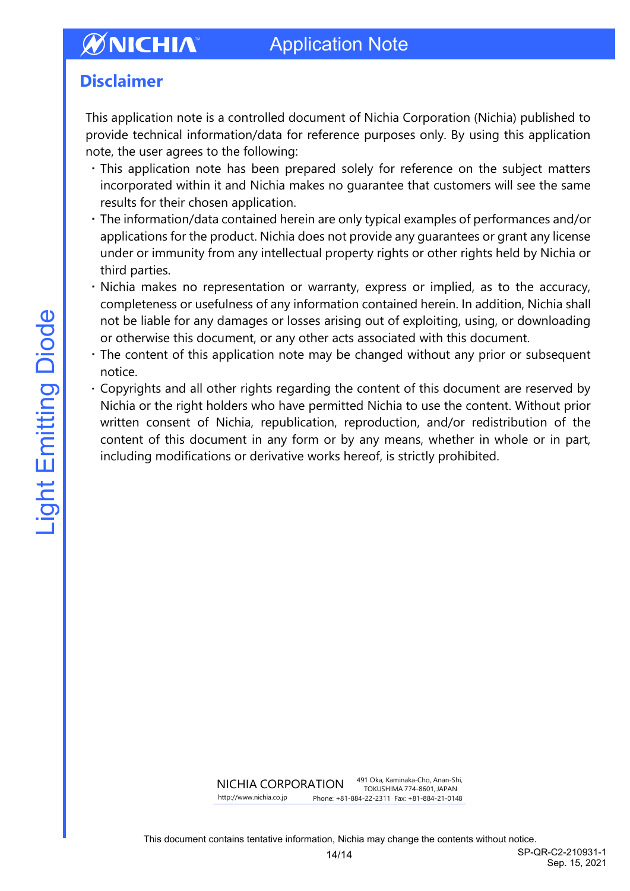## Disclaimer

This application note is a controlled document of Nichia Corporation (Nichia) published to provide technical information/data for reference purposes only. By using this application note, the user agrees to the following:

- This application note has been prepared solely for reference on the subject matters incorporated within it and Nichia makes no guarantee that customers will see the same results for their chosen application.
- The information/data contained herein are only typical examples of performances and/or applications for the product. Nichia does not provide any guarantees or grant any license under or immunity from any intellectual property rights or other rights held by Nichia or third parties.
- Nichia makes no representation or warranty, express or implied, as to the accuracy, completeness or usefulness of any information contained herein. In addition, Nichia shall not be liable for any damages or losses arising out of exploiting, using, or downloading or otherwise this document, or any other acts associated with this document.
- The content of this application note may be changed without any prior or subsequent notice.
- Copyrights and all other rights regarding the content of this document are reserved by Nichia or the right holders who have permitted Nichia to use the content. Without prior written consent of Nichia, republication, reproduction, and/or redistribution of the content of this document in any form or by any means, whether in whole or in part, including modifications or derivative works hereof, is strictly prohibited.

NICHIA CORPORATION
491 Oka, Kaminaka-Cho, Anan-Shi, TOKUSHIMA 774-8601, JAPAN
http://www.nichia.co.jp
Phone: +81-884-22-2311 Fax: +81-884-21-0148